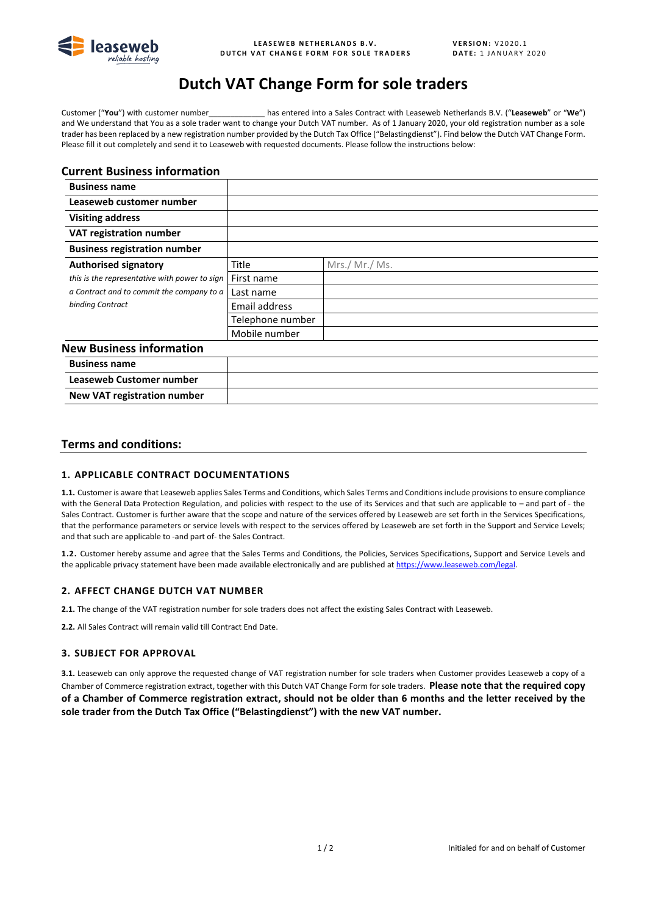# Dutch VAT Change Form for sole traders

Customer ("**You**") with customer number_____________ has entered into a Sales Contract with Leaseweb Netherlands B.V. ("**Leaseweb**" or "**We**") and We understand that You as a sole trader want to change your Dutch VAT number. As of 1 January 2020, your old registration number as a sole trader has been replaced by a new registration number provided by the Dutch Tax Office ("Belastingdienst"). Find below the Dutch VAT Change Form. Please fill it out completely and send it to Leaseweb with requested documents. Please follow the instructions below:

## Current Business information

| | | |
|---|---|---|
| **Business name** | | |
| **Leaseweb customer number** | | |
| **Visiting address** | | |
| **VAT registration number** | | |
| **Business registration number** | | |
| **Authorised signatory** | Title | Mrs./ Mr./ Ms. |
| *this is the representative with power to sign* | First name | |
| *a Contract and to commit the company to a* | Last name | |
| *binding Contract* | Email address | |
| | Telephone number | |
| | Mobile number | |

## New Business information

| | |
|---|---|
| **Business name** | |
| **Leaseweb Customer number** | |
| **New VAT registration number** | |

## Terms and conditions:

### 1. APPLICABLE CONTRACT DOCUMENTATIONS

**1.1.** Customer is aware that Leaseweb applies Sales Terms and Conditions, which Sales Terms and Conditions include provisions to ensure compliance with the General Data Protection Regulation, and policies with respect to the use of its Services and that such are applicable to – and part of - the Sales Contract. Customer is further aware that the scope and nature of the services offered by Leaseweb are set forth in the Services Specifications, that the performance parameters or service levels with respect to the services offered by Leaseweb are set forth in the Support and Service Levels; and that such are applicable to -and part of- the Sales Contract.

**1.2.** Customer hereby assume and agree that the Sales Terms and Conditions, the Policies, Services Specifications, Support and Service Levels and the applicable privacy statement have been made available electronically and are published at https://www.leaseweb.com/legal.

### 2. AFFECT CHANGE DUTCH VAT NUMBER

**2.1.** The change of the VAT registration number for sole traders does not affect the existing Sales Contract with Leaseweb.

**2.2.** All Sales Contract will remain valid till Contract End Date.

### 3. SUBJECT FOR APPROVAL

**3.1.** Leaseweb can only approve the requested change of VAT registration number for sole traders when Customer provides Leaseweb a copy of a Chamber of Commerce registration extract, together with this Dutch VAT Change Form for sole traders. **Please note that the required copy of a Chamber of Commerce registration extract, should not be older than 6 months and the letter received by the sole trader from the Dutch Tax Office ("Belastingdienst") with the new VAT number.**

Initialed for and on behalf of Customer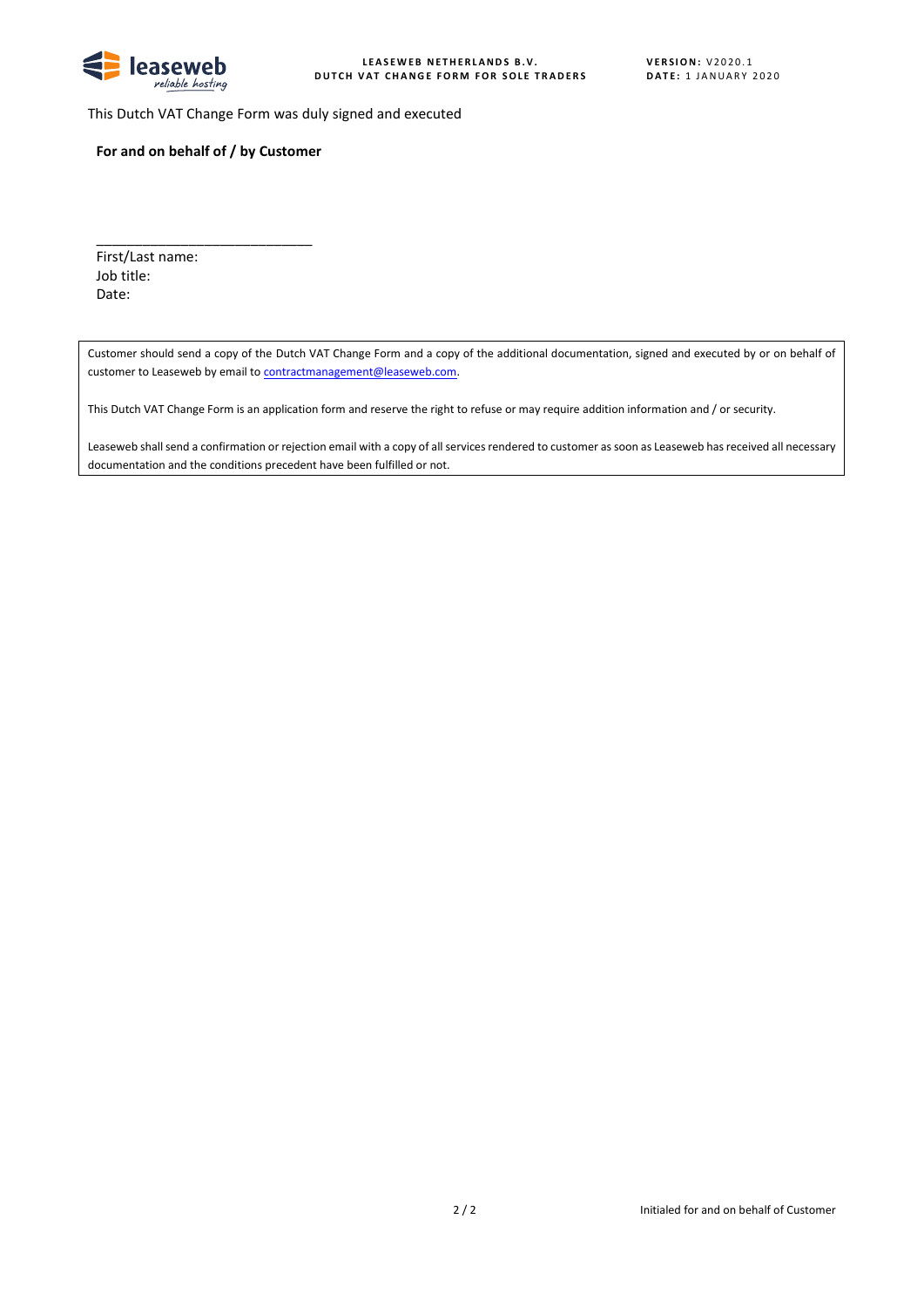This Dutch VAT Change Form was duly signed and executed

**For and on behalf of / by Customer**

____________________________

First/Last name:
Job title:
Date:

Customer should send a copy of the Dutch VAT Change Form and a copy of the additional documentation, signed and executed by or on behalf of customer to Leaseweb by email to contractmanagement@leaseweb.com.

This Dutch VAT Change Form is an application form and reserve the right to refuse or may require addition information and / or security.

Leaseweb shall send a confirmation or rejection email with a copy of all services rendered to customer as soon as Leaseweb has received all necessary documentation and the conditions precedent have been fulfilled or not.

Initialed for and on behalf of Customer